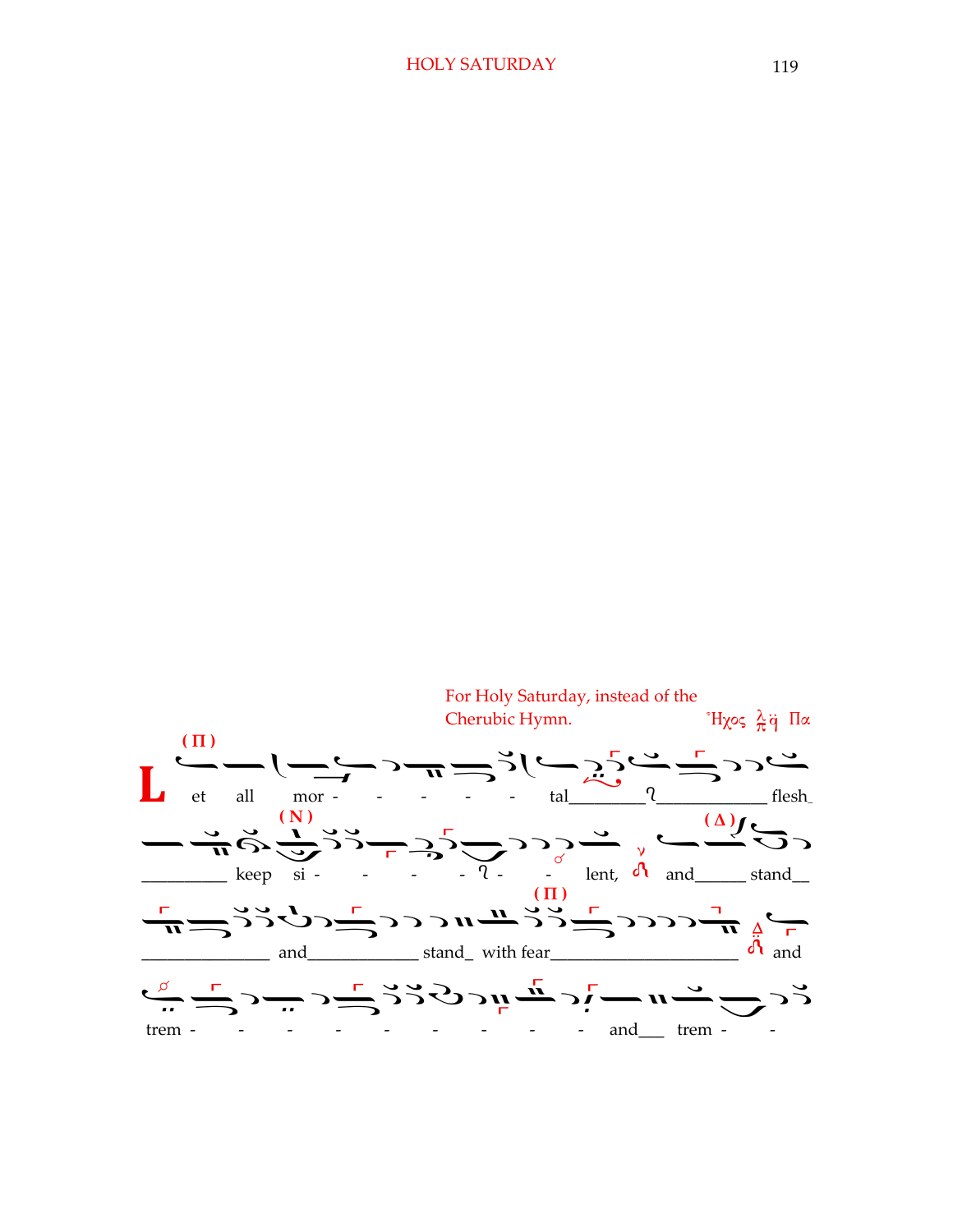For Holy Saturday, instead of the Cherubic Hymn.

Ἦχος πλ. α' Πα

Let all mortal flesh keep silent, and stand and stand with fear and tremble and tremble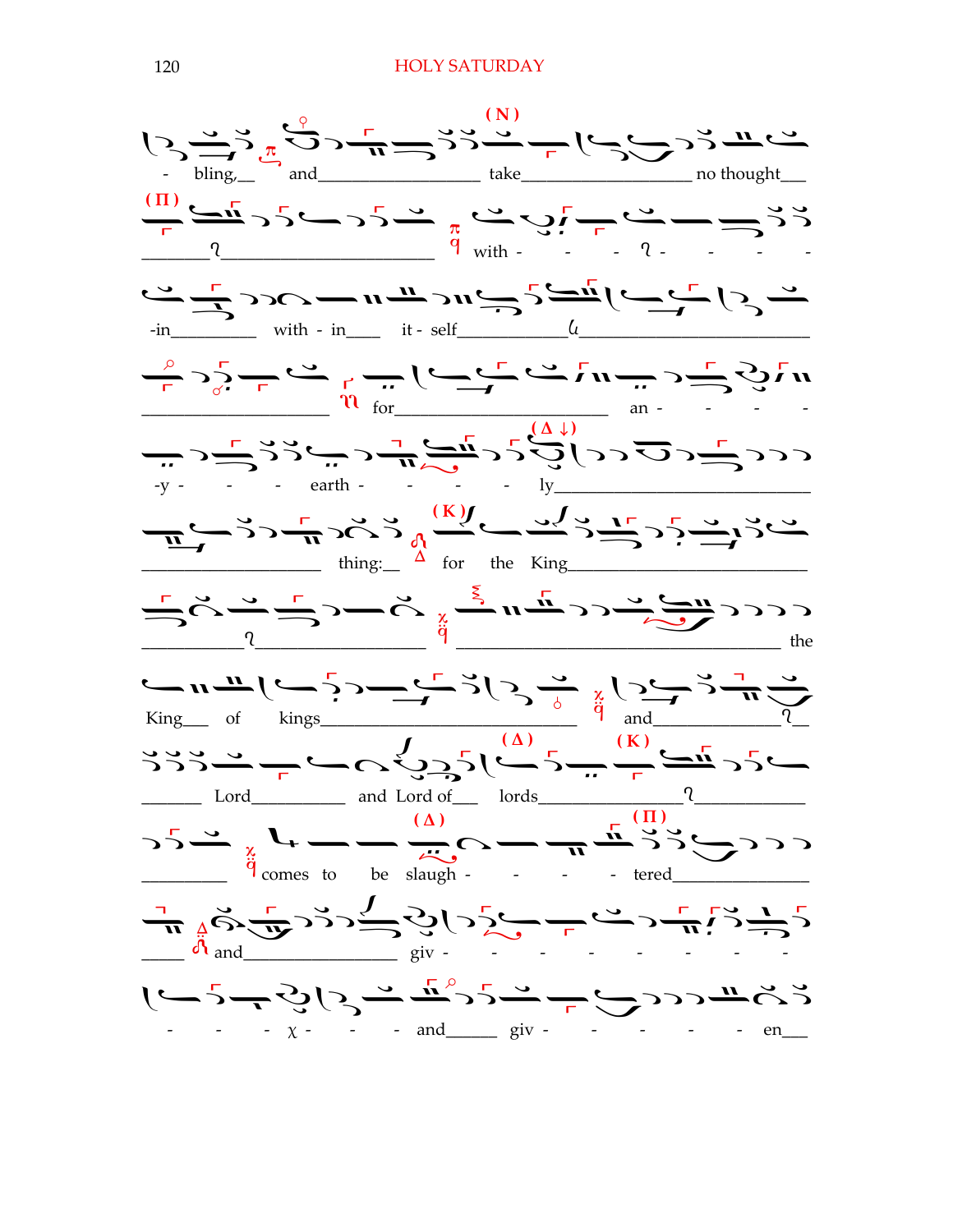- bling,__ and__________________ take__________________ no thought___

________ʔ______________________ with - - - ʔ - - - -

-in__________ with - in____ it - self_____________ɥ_________________________

____________________ for________________________ an - - - - -

-y - - - earth - - - - ly___________________________

____________________ thing:__ for the King__________________________

__________ʔ___________________ ___________________________________________ the

King___ of kings_____________________________ and_______________ʔ__

_______ Lord__________ and Lord of___ lords_______________ʔ____________

_________ comes to be slaugh - - - - tered_______________

_____ and_________________ giv - - - - - - - - -

- - - χ - - - and______ giv - - - - - en___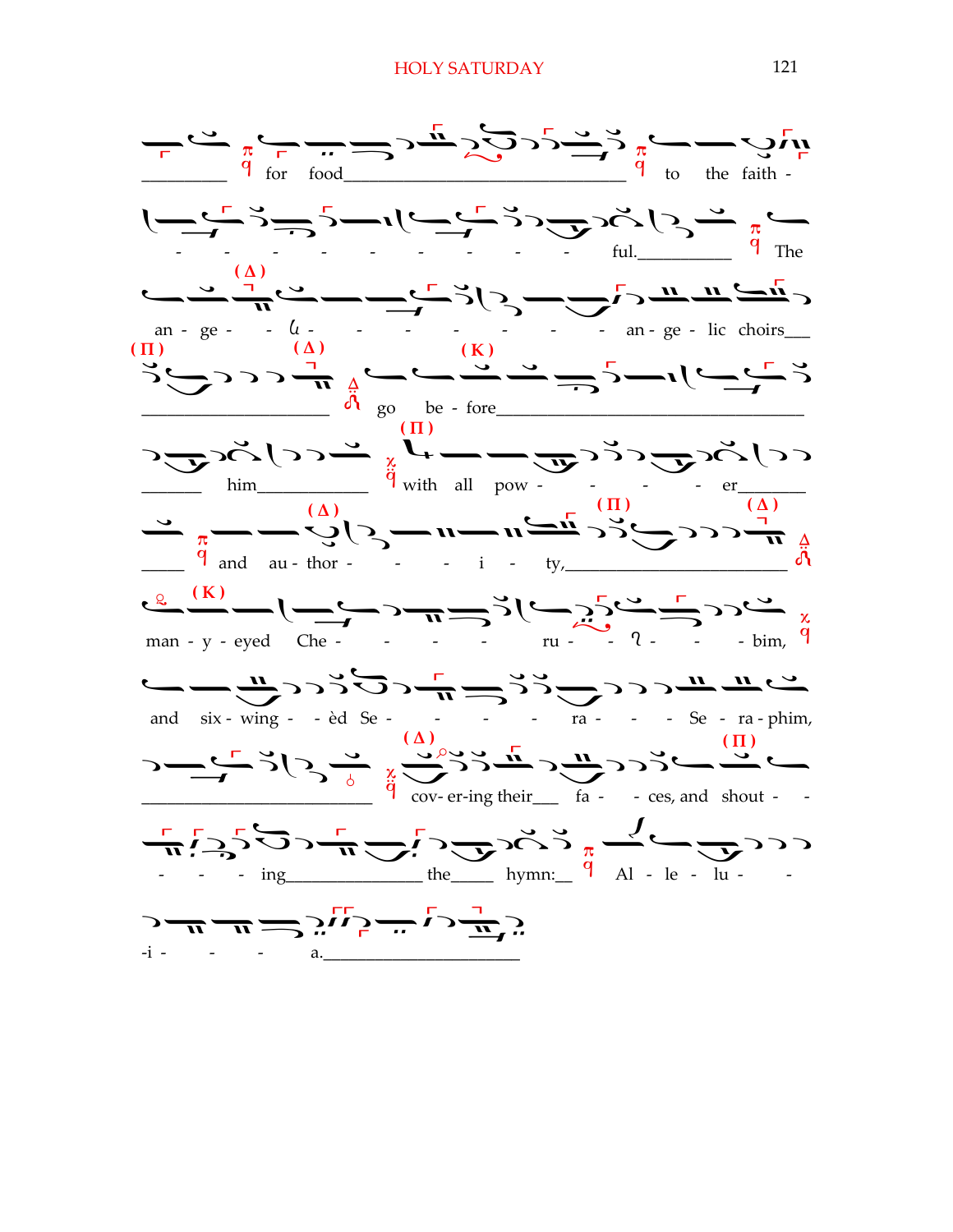for food to the faith - - - - - - - - - - - - ful. The

an - ge - - - - - - - - - - an - ge - lic choirs

go be - fore

him with all pow - - - - er

and au - thor - - - - i - ty,

man - y - eyed Che - - - - - ru - - - - bim,

and six - wing - - èd Se - - - - ra - - - Se - ra - phim,

cov- er-ing their fa - - ces, and shout - -

- - - ing the hymn: Al - le - lu - -

-i - - - a.